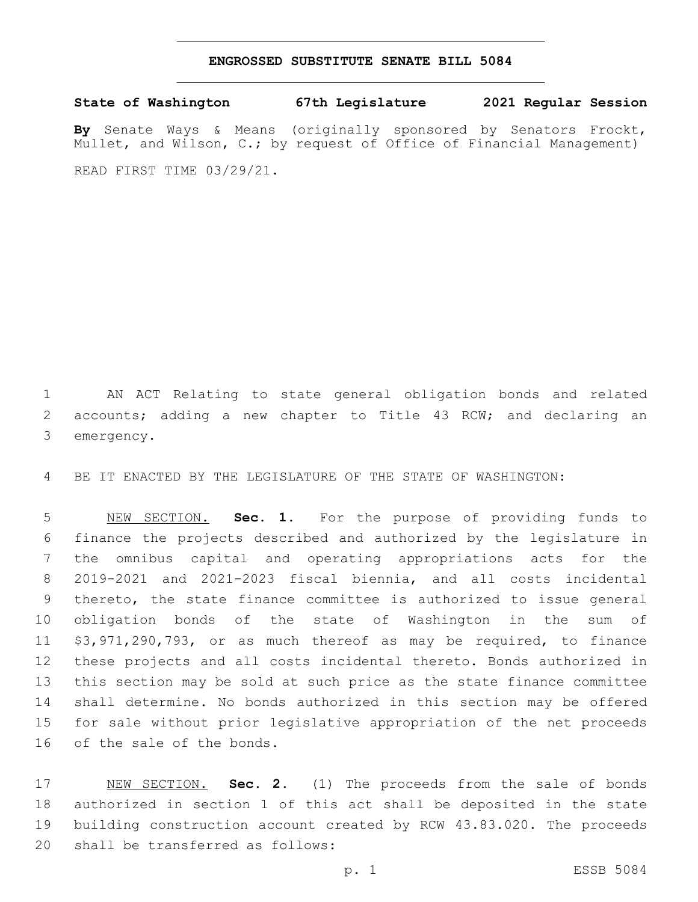# ENGROSSED SUBSTITUTE SENATE BILL 5084

**State of Washington 67th Legislature 2021 Regular Session**

**By** Senate Ways & Means (originally sponsored by Senators Frockt, Mullet, and Wilson, C.; by request of Office of Financial Management)

READ FIRST TIME 03/29/21.

AN ACT Relating to state general obligation bonds and related accounts; adding a new chapter to Title 43 RCW; and declaring an emergency.

BE IT ENACTED BY THE LEGISLATURE OF THE STATE OF WASHINGTON:

NEW SECTION. **Sec. 1.** For the purpose of providing funds to finance the projects described and authorized by the legislature in the omnibus capital and operating appropriations acts for the 2019-2021 and 2021-2023 fiscal biennia, and all costs incidental thereto, the state finance committee is authorized to issue general obligation bonds of the state of Washington in the sum of $3,971,290,793, or as much thereof as may be required, to finance these projects and all costs incidental thereto. Bonds authorized in this section may be sold at such price as the state finance committee shall determine. No bonds authorized in this section may be offered for sale without prior legislative appropriation of the net proceeds of the sale of the bonds.

NEW SECTION. **Sec. 2.** (1) The proceeds from the sale of bonds authorized in section 1 of this act shall be deposited in the state building construction account created by RCW 43.83.020. The proceeds shall be transferred as follows: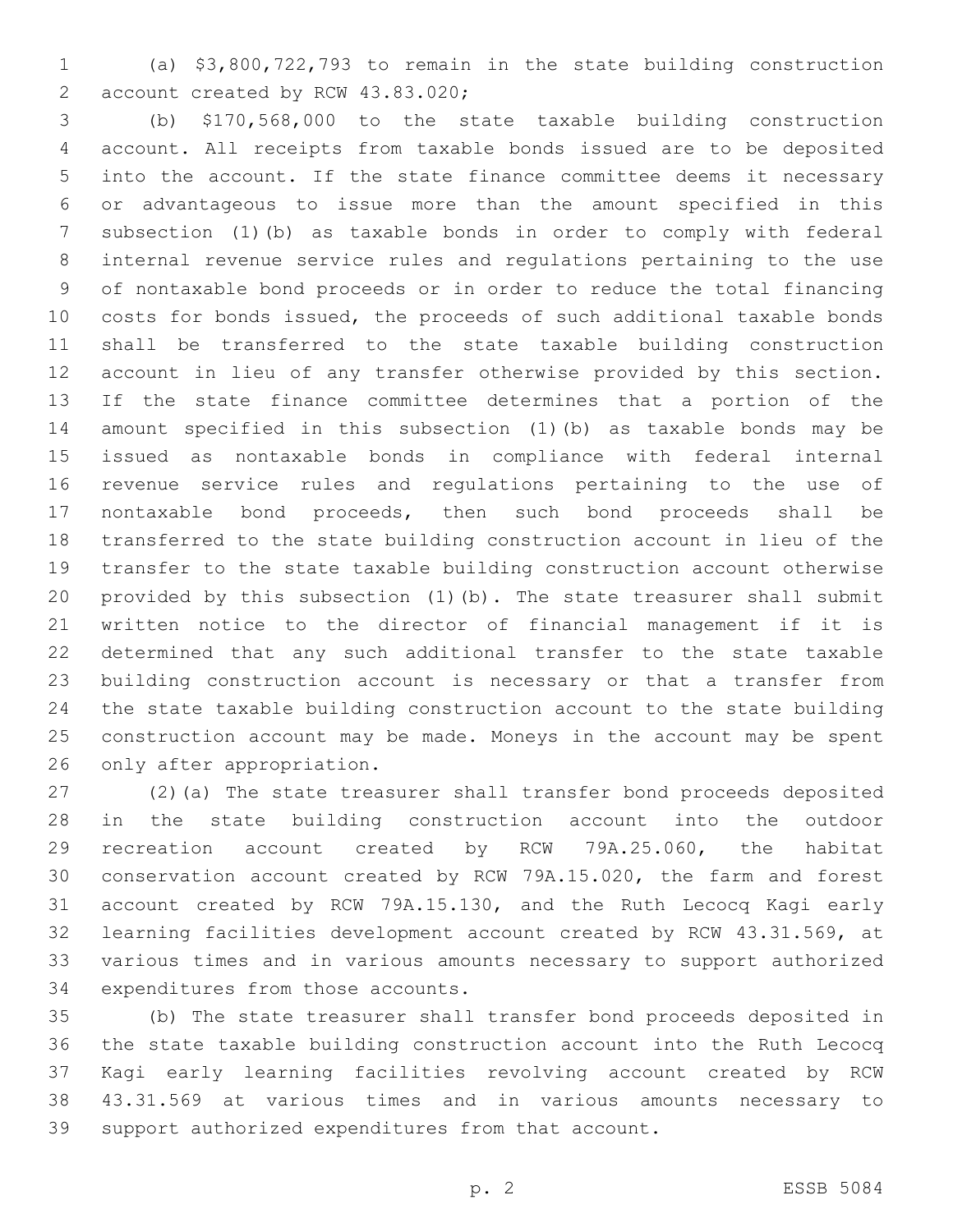(a) $3,800,722,793 to remain in the state building construction account created by RCW 43.83.020;

(b) $170,568,000 to the state taxable building construction account. All receipts from taxable bonds issued are to be deposited into the account. If the state finance committee deems it necessary or advantageous to issue more than the amount specified in this subsection (1)(b) as taxable bonds in order to comply with federal internal revenue service rules and regulations pertaining to the use of nontaxable bond proceeds or in order to reduce the total financing costs for bonds issued, the proceeds of such additional taxable bonds shall be transferred to the state taxable building construction account in lieu of any transfer otherwise provided by this section. If the state finance committee determines that a portion of the amount specified in this subsection (1)(b) as taxable bonds may be issued as nontaxable bonds in compliance with federal internal revenue service rules and regulations pertaining to the use of nontaxable bond proceeds, then such bond proceeds shall be transferred to the state building construction account in lieu of the transfer to the state taxable building construction account otherwise provided by this subsection (1)(b). The state treasurer shall submit written notice to the director of financial management if it is determined that any such additional transfer to the state taxable building construction account is necessary or that a transfer from the state taxable building construction account to the state building construction account may be made. Moneys in the account may be spent only after appropriation.

(2)(a) The state treasurer shall transfer bond proceeds deposited in the state building construction account into the outdoor recreation account created by RCW 79A.25.060, the habitat conservation account created by RCW 79A.15.020, the farm and forest account created by RCW 79A.15.130, and the Ruth Lecocq Kagi early learning facilities development account created by RCW 43.31.569, at various times and in various amounts necessary to support authorized expenditures from those accounts.

(b) The state treasurer shall transfer bond proceeds deposited in the state taxable building construction account into the Ruth Lecocq Kagi early learning facilities revolving account created by RCW 43.31.569 at various times and in various amounts necessary to support authorized expenditures from that account.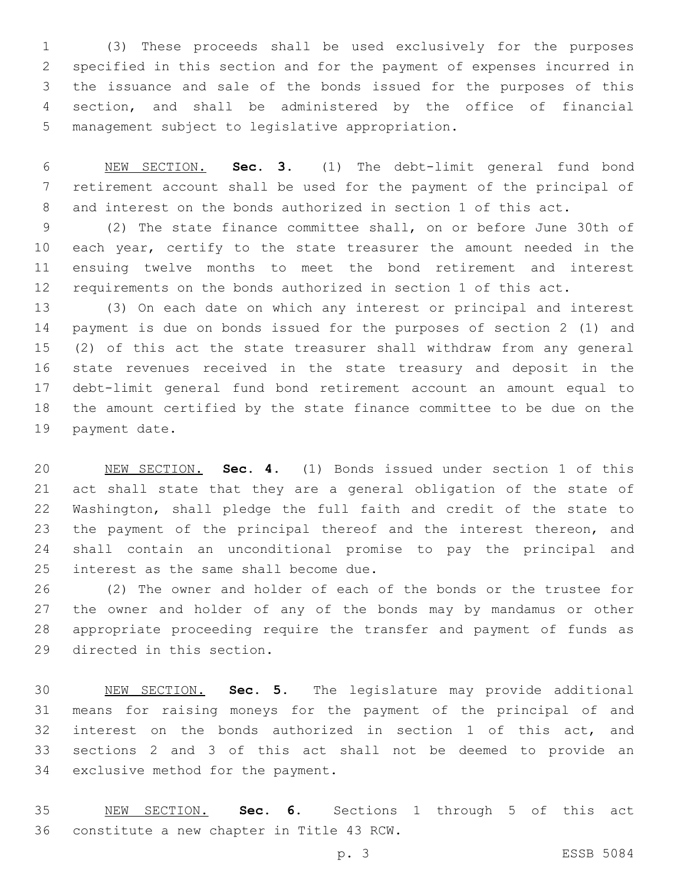(3) These proceeds shall be used exclusively for the purposes specified in this section and for the payment of expenses incurred in the issuance and sale of the bonds issued for the purposes of this section, and shall be administered by the office of financial management subject to legislative appropriation.

NEW SECTION. **Sec. 3.** (1) The debt-limit general fund bond retirement account shall be used for the payment of the principal of and interest on the bonds authorized in section 1 of this act.

(2) The state finance committee shall, on or before June 30th of each year, certify to the state treasurer the amount needed in the ensuing twelve months to meet the bond retirement and interest requirements on the bonds authorized in section 1 of this act.

(3) On each date on which any interest or principal and interest payment is due on bonds issued for the purposes of section 2 (1) and (2) of this act the state treasurer shall withdraw from any general state revenues received in the state treasury and deposit in the debt-limit general fund bond retirement account an amount equal to the amount certified by the state finance committee to be due on the payment date.

NEW SECTION. **Sec. 4.** (1) Bonds issued under section 1 of this act shall state that they are a general obligation of the state of Washington, shall pledge the full faith and credit of the state to the payment of the principal thereof and the interest thereon, and shall contain an unconditional promise to pay the principal and interest as the same shall become due.

(2) The owner and holder of each of the bonds or the trustee for the owner and holder of any of the bonds may by mandamus or other appropriate proceeding require the transfer and payment of funds as directed in this section.

NEW SECTION. **Sec. 5.** The legislature may provide additional means for raising moneys for the payment of the principal of and interest on the bonds authorized in section 1 of this act, and sections 2 and 3 of this act shall not be deemed to provide an exclusive method for the payment.

NEW SECTION. **Sec. 6.** Sections 1 through 5 of this act constitute a new chapter in Title 43 RCW.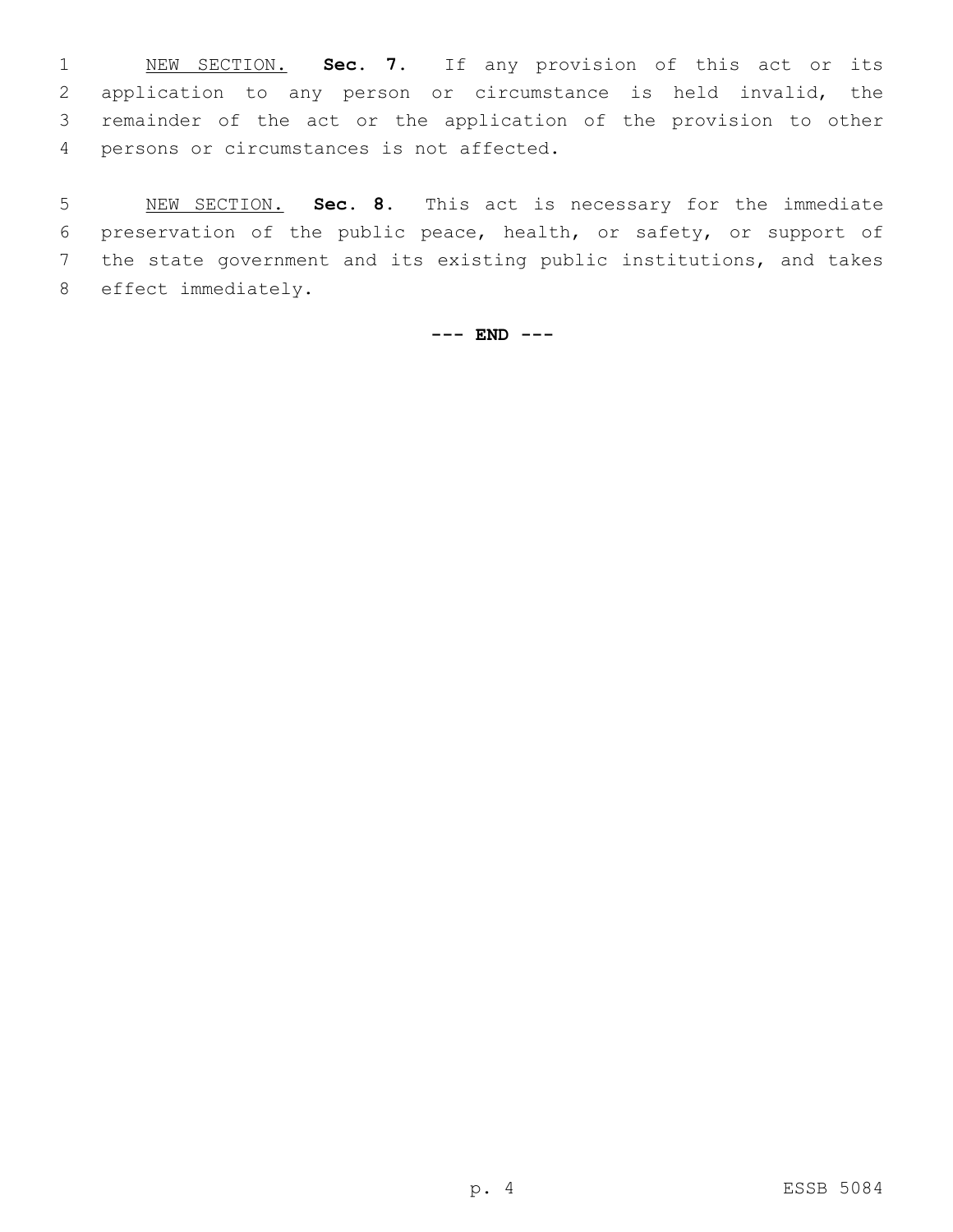NEW SECTION. **Sec. 7.** If any provision of this act or its application to any person or circumstance is held invalid, the remainder of the act or the application of the provision to other persons or circumstances is not affected.

NEW SECTION. **Sec. 8.** This act is necessary for the immediate preservation of the public peace, health, or safety, or support of the state government and its existing public institutions, and takes effect immediately.

**--- END ---**